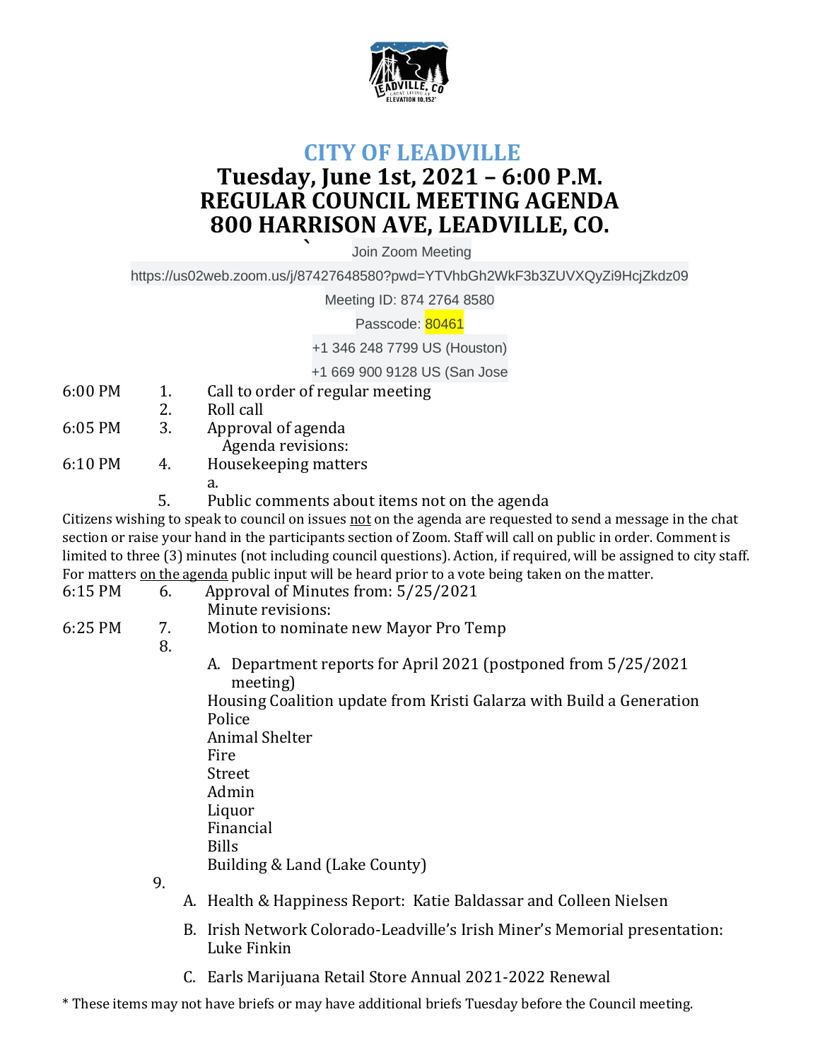# CITY OF LEADVILLE

## Tuesday, June 1st, 2021 – 6:00 P.M.
## REGULAR COUNCIL MEETING AGENDA
## 800 HARRISON AVE, LEADVILLE, CO.

Join Zoom Meeting

https://us02web.zoom.us/j/87427648580?pwd=YTVhbGh2WkF3b3ZUVXQyZi9HcjZkdz09

Meeting ID: 874 2764 8580

Passcode: 80461

+1 346 248 7799 US (Houston)

+1 669 900 9128 US (San Jose

6:00 PM 1. Call to order of regular meeting

2. Roll call

6:05 PM 3. Approval of agenda

Agenda revisions:

6:10 PM 4. Housekeeping matters

a.

5. Public comments about items not on the agenda

Citizens wishing to speak to council on issues not on the agenda are requested to send a message in the chat section or raise your hand in the participants section of Zoom. Staff will call on public in order. Comment is limited to three (3) minutes (not including council questions). Action, if required, will be assigned to city staff. For matters on the agenda public input will be heard prior to a vote being taken on the matter.

6:15 PM 6. Approval of Minutes from: 5/25/2021

Minute revisions:

6:25 PM 7. Motion to nominate new Mayor Pro Temp

8.

A. Department reports for April 2021 (postponed from 5/25/2021 meeting)

Housing Coalition update from Kristi Galarza with Build a Generation
Police
Animal Shelter
Fire
Street
Admin
Liquor
Financial
Bills
Building & Land (Lake County)

9.

A. Health & Happiness Report: Katie Baldassar and Colleen Nielsen

B. Irish Network Colorado-Leadville's Irish Miner's Memorial presentation: Luke Finkin

C. Earls Marijuana Retail Store Annual 2021-2022 Renewal

* These items may not have briefs or may have additional briefs Tuesday before the Council meeting.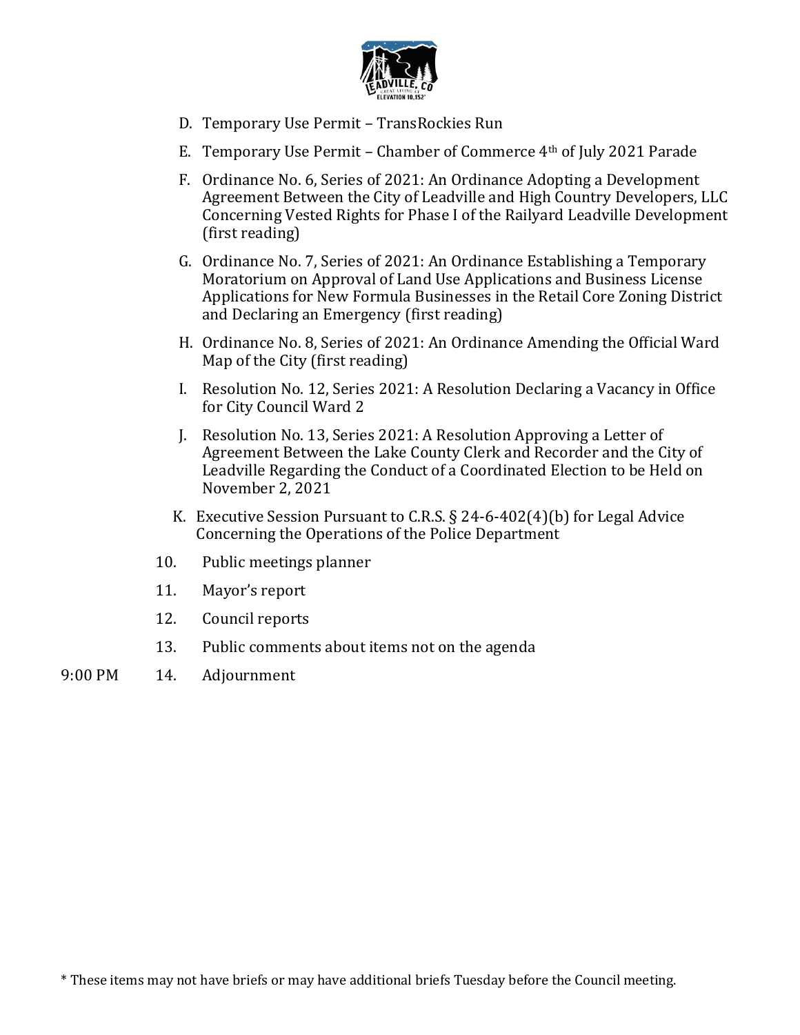D. Temporary Use Permit – TransRockies Run

E. Temporary Use Permit – Chamber of Commerce 4th of July 2021 Parade

F. Ordinance No. 6, Series of 2021: An Ordinance Adopting a Development Agreement Between the City of Leadville and High Country Developers, LLC Concerning Vested Rights for Phase I of the Railyard Leadville Development (first reading)

G. Ordinance No. 7, Series of 2021: An Ordinance Establishing a Temporary Moratorium on Approval of Land Use Applications and Business License Applications for New Formula Businesses in the Retail Core Zoning District and Declaring an Emergency (first reading)

H. Ordinance No. 8, Series of 2021: An Ordinance Amending the Official Ward Map of the City (first reading)

I. Resolution No. 12, Series 2021: A Resolution Declaring a Vacancy in Office for City Council Ward 2

J. Resolution No. 13, Series 2021: A Resolution Approving a Letter of Agreement Between the Lake County Clerk and Recorder and the City of Leadville Regarding the Conduct of a Coordinated Election to be Held on November 2, 2021

K. Executive Session Pursuant to C.R.S. § 24-6-402(4)(b) for Legal Advice Concerning the Operations of the Police Department

10. Public meetings planner

11. Mayor's report

12. Council reports

13. Public comments about items not on the agenda

9:00 PM 14. Adjournment

* These items may not have briefs or may have additional briefs Tuesday before the Council meeting.